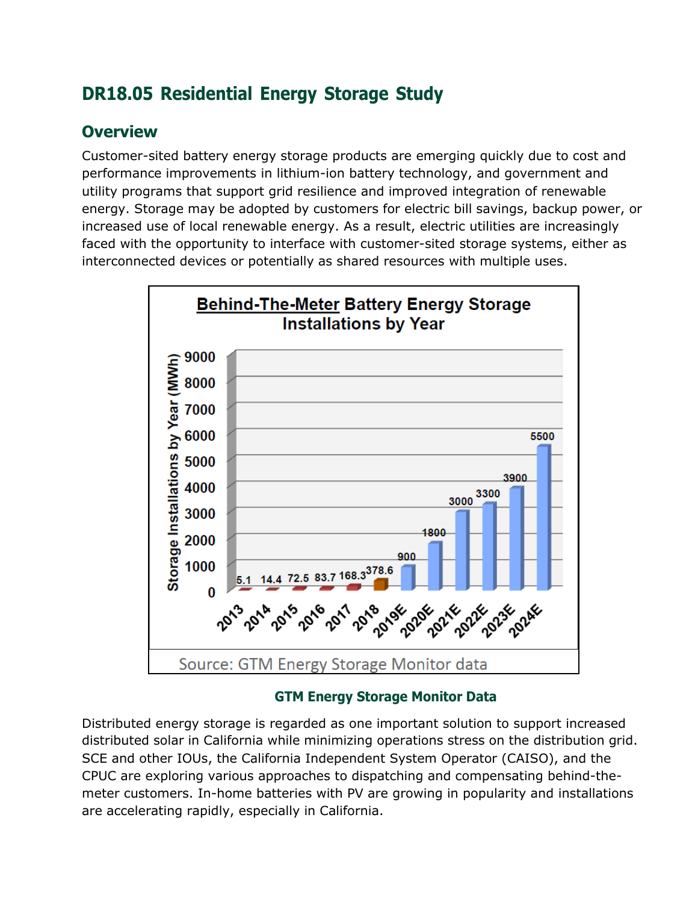# DR18.05 Residential Energy Storage Study

## Overview

Customer-sited battery energy storage products are emerging quickly due to cost and performance improvements in lithium-ion battery technology, and government and utility programs that support grid resilience and improved integration of renewable energy. Storage may be adopted by customers for electric bill savings, backup power, or increased use of local renewable energy. As a result, electric utilities are increasingly faced with the opportunity to interface with customer-sited storage systems, either as interconnected devices or potentially as shared resources with multiple uses.

**GTM Energy Storage Monitor Data**

Distributed energy storage is regarded as one important solution to support increased distributed solar in California while minimizing operations stress on the distribution grid. SCE and other IOUs, the California Independent System Operator (CAISO), and the CPUC are exploring various approaches to dispatching and compensating behind-the-meter customers. In-home batteries with PV are growing in popularity and installations are accelerating rapidly, especially in California.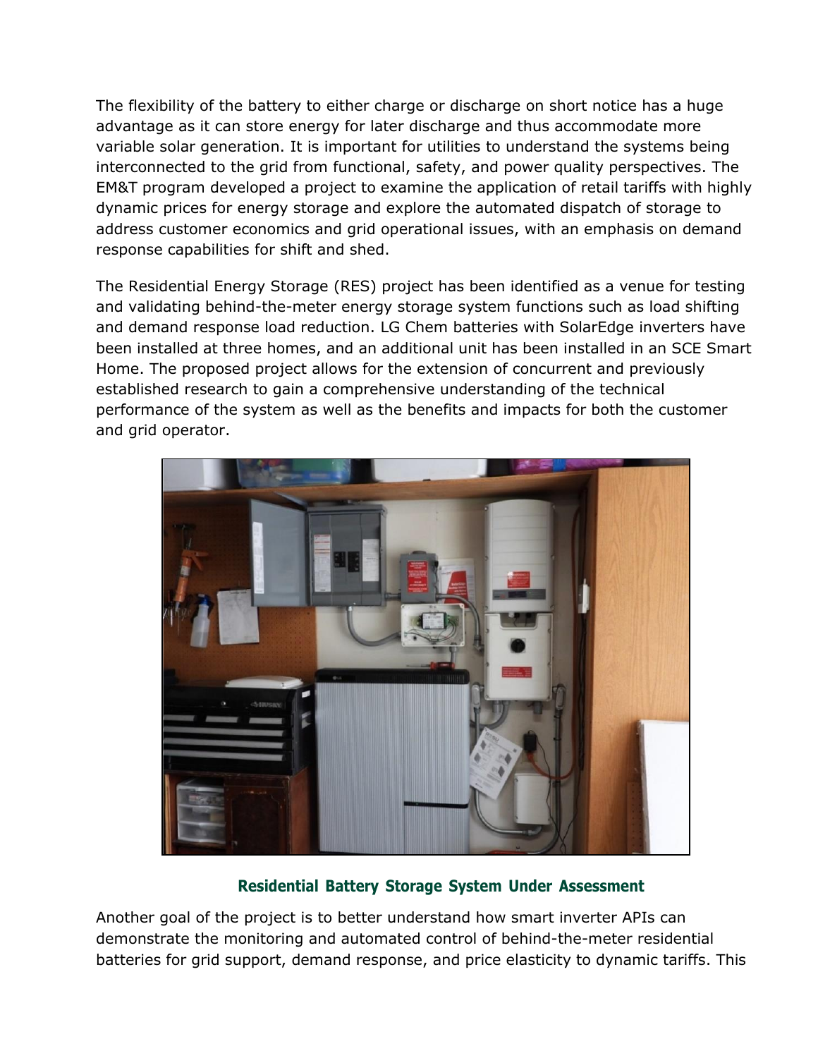The flexibility of the battery to either charge or discharge on short notice has a huge advantage as it can store energy for later discharge and thus accommodate more variable solar generation. It is important for utilities to understand the systems being interconnected to the grid from functional, safety, and power quality perspectives. The EM&T program developed a project to examine the application of retail tariffs with highly dynamic prices for energy storage and explore the automated dispatch of storage to address customer economics and grid operational issues, with an emphasis on demand response capabilities for shift and shed.

The Residential Energy Storage (RES) project has been identified as a venue for testing and validating behind-the-meter energy storage system functions such as load shifting and demand response load reduction. LG Chem batteries with SolarEdge inverters have been installed at three homes, and an additional unit has been installed in an SCE Smart Home. The proposed project allows for the extension of concurrent and previously established research to gain a comprehensive understanding of the technical performance of the system as well as the benefits and impacts for both the customer and grid operator.

**Residential Battery Storage System Under Assessment**

Another goal of the project is to better understand how smart inverter APIs can demonstrate the monitoring and automated control of behind-the-meter residential batteries for grid support, demand response, and price elasticity to dynamic tariffs. This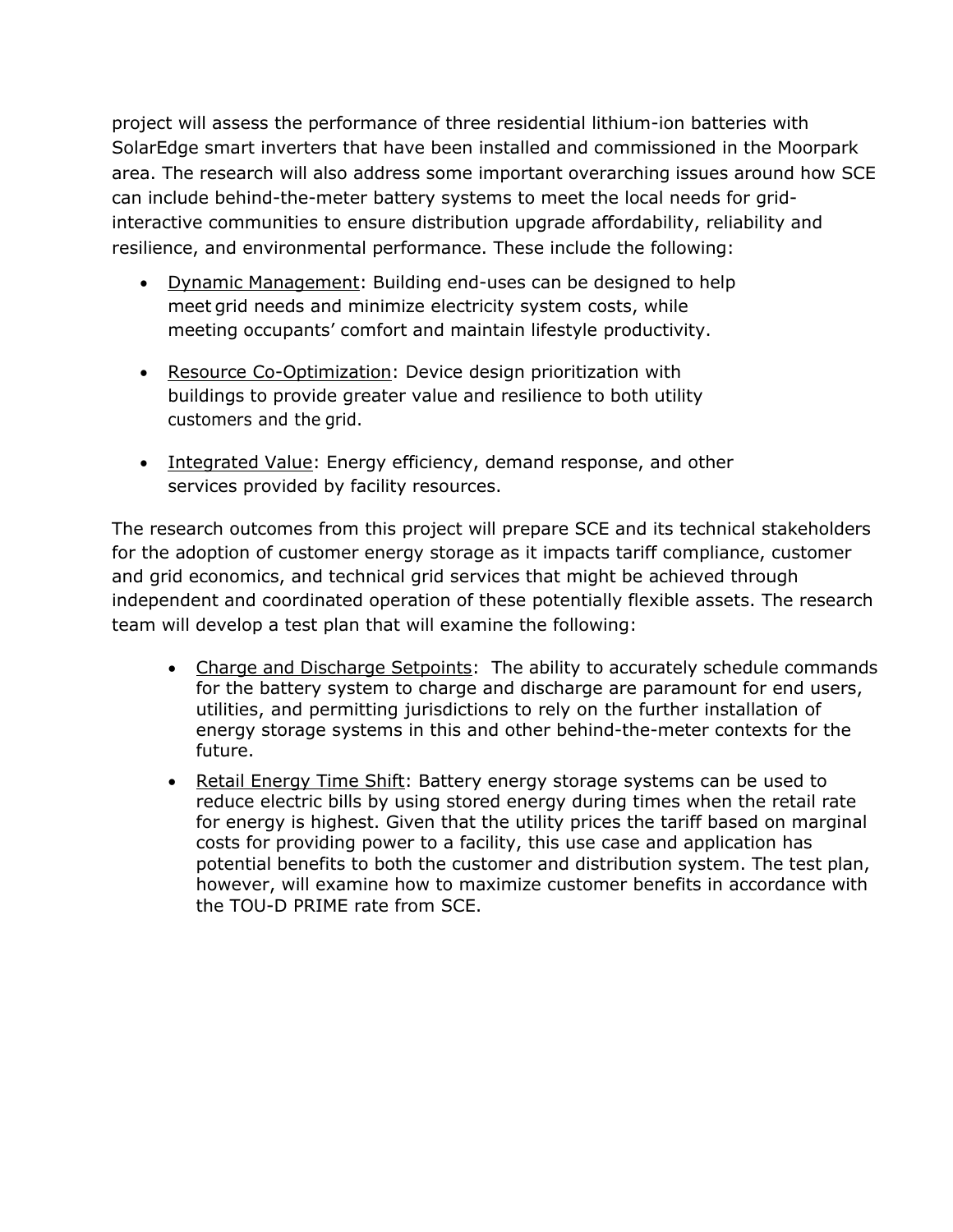project will assess the performance of three residential lithium-ion batteries with SolarEdge smart inverters that have been installed and commissioned in the Moorpark area. The research will also address some important overarching issues around how SCE can include behind-the-meter battery systems to meet the local needs for grid-interactive communities to ensure distribution upgrade affordability, reliability and resilience, and environmental performance. These include the following:

- <u>Dynamic Management</u>: Building end-uses can be designed to help meet grid needs and minimize electricity system costs, while meeting occupants' comfort and maintain lifestyle productivity.
- <u>Resource Co-Optimization</u>: Device design prioritization with buildings to provide greater value and resilience to both utility customers and the grid.
- <u>Integrated Value</u>: Energy efficiency, demand response, and other services provided by facility resources.

The research outcomes from this project will prepare SCE and its technical stakeholders for the adoption of customer energy storage as it impacts tariff compliance, customer and grid economics, and technical grid services that might be achieved through independent and coordinated operation of these potentially flexible assets. The research team will develop a test plan that will examine the following:

- <u>Charge and Discharge Setpoints</u>: The ability to accurately schedule commands for the battery system to charge and discharge are paramount for end users, utilities, and permitting jurisdictions to rely on the further installation of energy storage systems in this and other behind-the-meter contexts for the future.
- <u>Retail Energy Time Shift</u>: Battery energy storage systems can be used to reduce electric bills by using stored energy during times when the retail rate for energy is highest. Given that the utility prices the tariff based on marginal costs for providing power to a facility, this use case and application has potential benefits to both the customer and distribution system. The test plan, however, will examine how to maximize customer benefits in accordance with the TOU-D PRIME rate from SCE.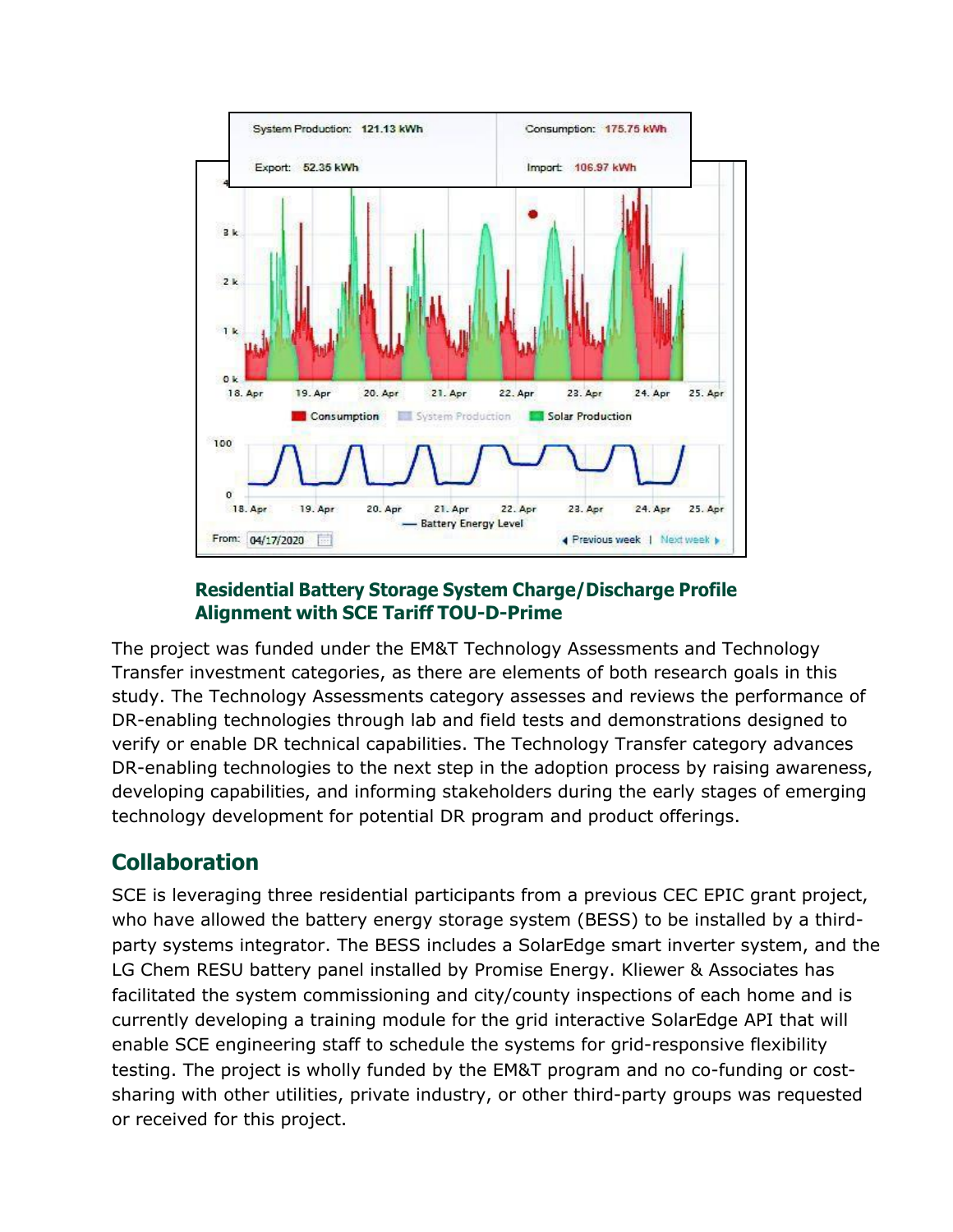**Residential Battery Storage System Charge/Discharge Profile Alignment with SCE Tariff TOU-D-Prime**

The project was funded under the EM&T Technology Assessments and Technology Transfer investment categories, as there are elements of both research goals in this study. The Technology Assessments category assesses and reviews the performance of DR-enabling technologies through lab and field tests and demonstrations designed to verify or enable DR technical capabilities. The Technology Transfer category advances DR-enabling technologies to the next step in the adoption process by raising awareness, developing capabilities, and informing stakeholders during the early stages of emerging technology development for potential DR program and product offerings.

## Collaboration

SCE is leveraging three residential participants from a previous CEC EPIC grant project, who have allowed the battery energy storage system (BESS) to be installed by a third-party systems integrator. The BESS includes a SolarEdge smart inverter system, and the LG Chem RESU battery panel installed by Promise Energy. Kliewer & Associates has facilitated the system commissioning and city/county inspections of each home and is currently developing a training module for the grid interactive SolarEdge API that will enable SCE engineering staff to schedule the systems for grid-responsive flexibility testing. The project is wholly funded by the EM&T program and no co-funding or cost-sharing with other utilities, private industry, or other third-party groups was requested or received for this project.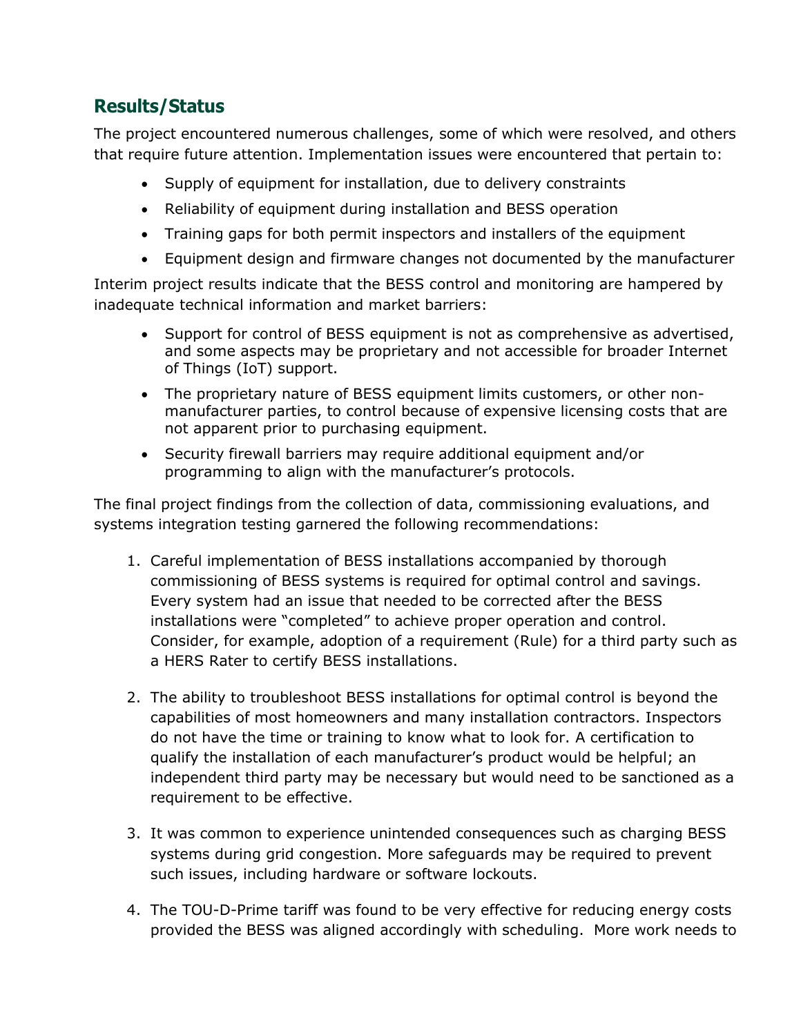## Results/Status

The project encountered numerous challenges, some of which were resolved, and others that require future attention. Implementation issues were encountered that pertain to:

- Supply of equipment for installation, due to delivery constraints
- Reliability of equipment during installation and BESS operation
- Training gaps for both permit inspectors and installers of the equipment
- Equipment design and firmware changes not documented by the manufacturer

Interim project results indicate that the BESS control and monitoring are hampered by inadequate technical information and market barriers:

- Support for control of BESS equipment is not as comprehensive as advertised, and some aspects may be proprietary and not accessible for broader Internet of Things (IoT) support.
- The proprietary nature of BESS equipment limits customers, or other non-manufacturer parties, to control because of expensive licensing costs that are not apparent prior to purchasing equipment.
- Security firewall barriers may require additional equipment and/or programming to align with the manufacturer's protocols.

The final project findings from the collection of data, commissioning evaluations, and systems integration testing garnered the following recommendations:

1. Careful implementation of BESS installations accompanied by thorough commissioning of BESS systems is required for optimal control and savings. Every system had an issue that needed to be corrected after the BESS installations were "completed" to achieve proper operation and control. Consider, for example, adoption of a requirement (Rule) for a third party such as a HERS Rater to certify BESS installations.

2. The ability to troubleshoot BESS installations for optimal control is beyond the capabilities of most homeowners and many installation contractors. Inspectors do not have the time or training to know what to look for. A certification to qualify the installation of each manufacturer's product would be helpful; an independent third party may be necessary but would need to be sanctioned as a requirement to be effective.

3. It was common to experience unintended consequences such as charging BESS systems during grid congestion. More safeguards may be required to prevent such issues, including hardware or software lockouts.

4. The TOU-D-Prime tariff was found to be very effective for reducing energy costs provided the BESS was aligned accordingly with scheduling. More work needs to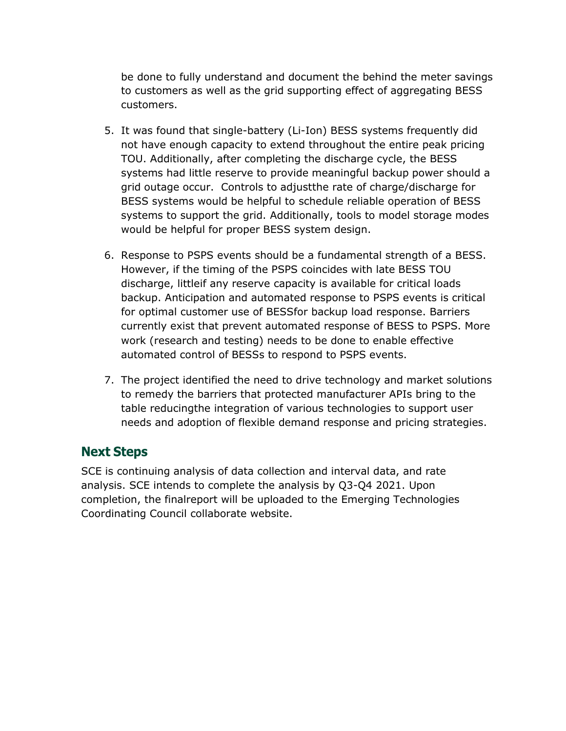be done to fully understand and document the behind the meter savings to customers as well as the grid supporting effect of aggregating BESS customers.

5. It was found that single-battery (Li-Ion) BESS systems frequently did not have enough capacity to extend throughout the entire peak pricing TOU. Additionally, after completing the discharge cycle, the BESS systems had little reserve to provide meaningful backup power should a grid outage occur. Controls to adjustthe rate of charge/discharge for BESS systems would be helpful to schedule reliable operation of BESS systems to support the grid. Additionally, tools to model storage modes would be helpful for proper BESS system design.

6. Response to PSPS events should be a fundamental strength of a BESS. However, if the timing of the PSPS coincides with late BESS TOU discharge, littleif any reserve capacity is available for critical loads backup. Anticipation and automated response to PSPS events is critical for optimal customer use of BESSfor backup load response. Barriers currently exist that prevent automated response of BESS to PSPS. More work (research and testing) needs to be done to enable effective automated control of BESSs to respond to PSPS events.

7. The project identified the need to drive technology and market solutions to remedy the barriers that protected manufacturer APIs bring to the table reducingthe integration of various technologies to support user needs and adoption of flexible demand response and pricing strategies.

## Next Steps

SCE is continuing analysis of data collection and interval data, and rate analysis. SCE intends to complete the analysis by Q3-Q4 2021. Upon completion, the finalreport will be uploaded to the Emerging Technologies Coordinating Council collaborate website.